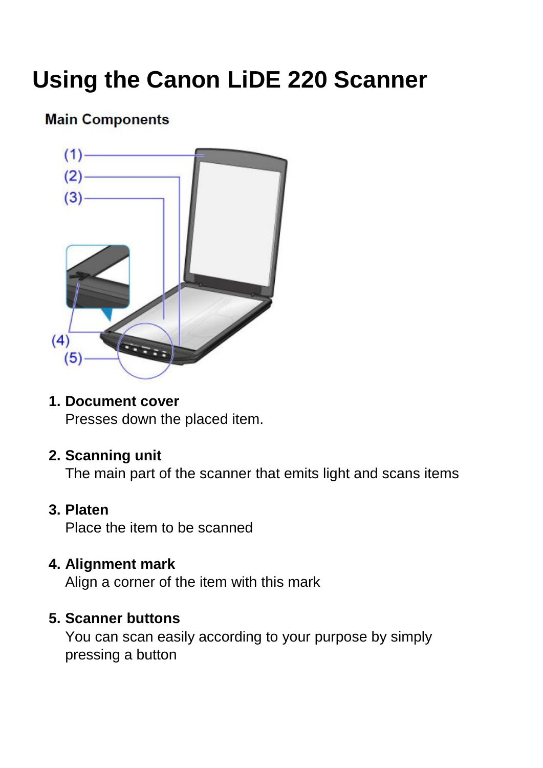# Using the Canon LiDE 220 Scanner

## Main Components

1. **Document cover**
   Presses down the placed item.

2. **Scanning unit**
   The main part of the scanner that emits light and scans items

3. **Platen**
   Place the item to be scanned

4. **Alignment mark**
   Align a corner of the item with this mark

5. **Scanner buttons**
   You can scan easily according to your purpose by simply pressing a button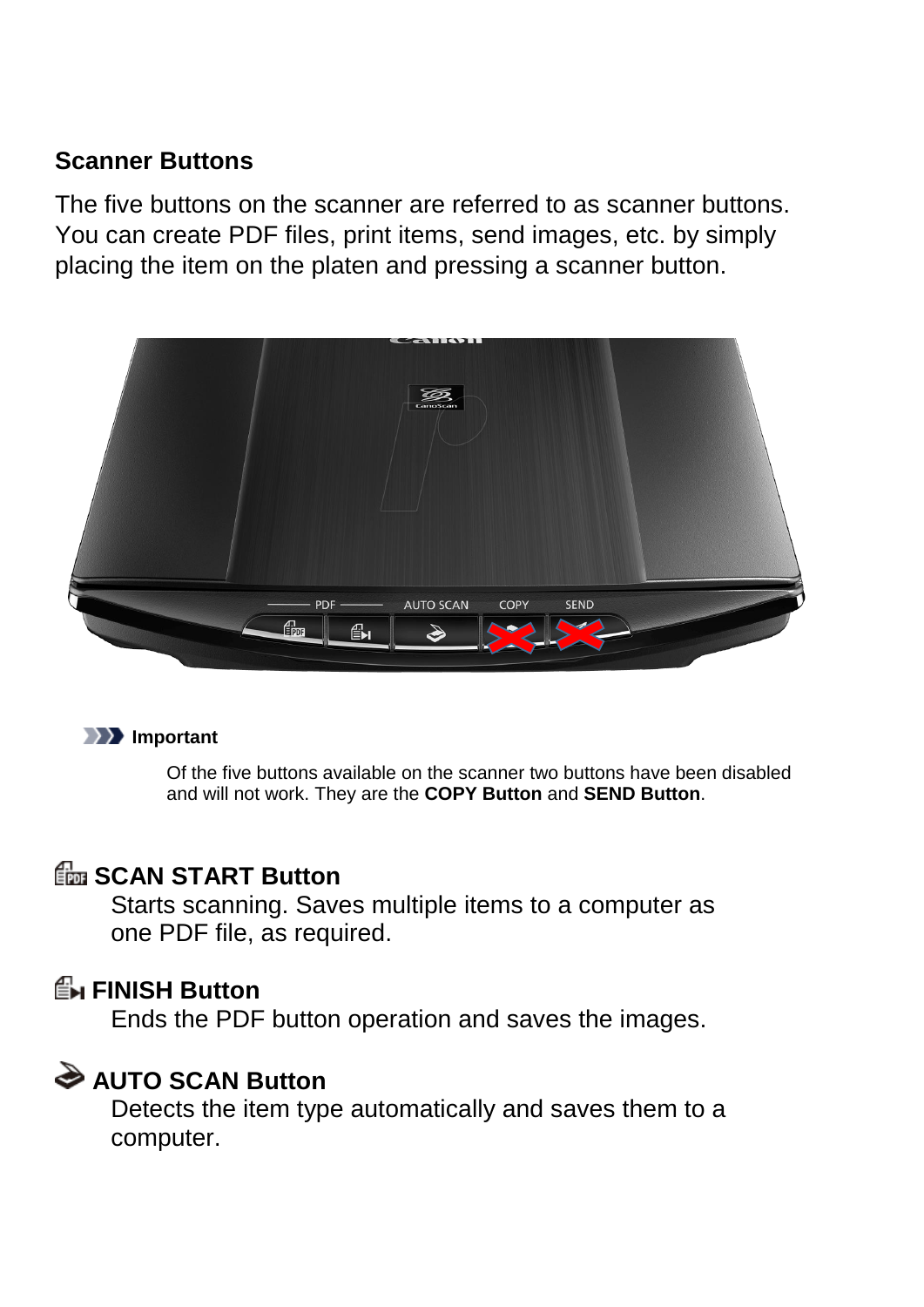## Scanner Buttons

The five buttons on the scanner are referred to as scanner buttons. You can create PDF files, print items, send images, etc. by simply placing the item on the platen and pressing a scanner button.

> **Important**
>
> Of the five buttons available on the scanner two buttons have been disabled and will not work. They are the **COPY Button** and **SEND Button**.

### SCAN START Button

Starts scanning. Saves multiple items to a computer as one PDF file, as required.

### FINISH Button

Ends the PDF button operation and saves the images.

### AUTO SCAN Button

Detects the item type automatically and saves them to a computer.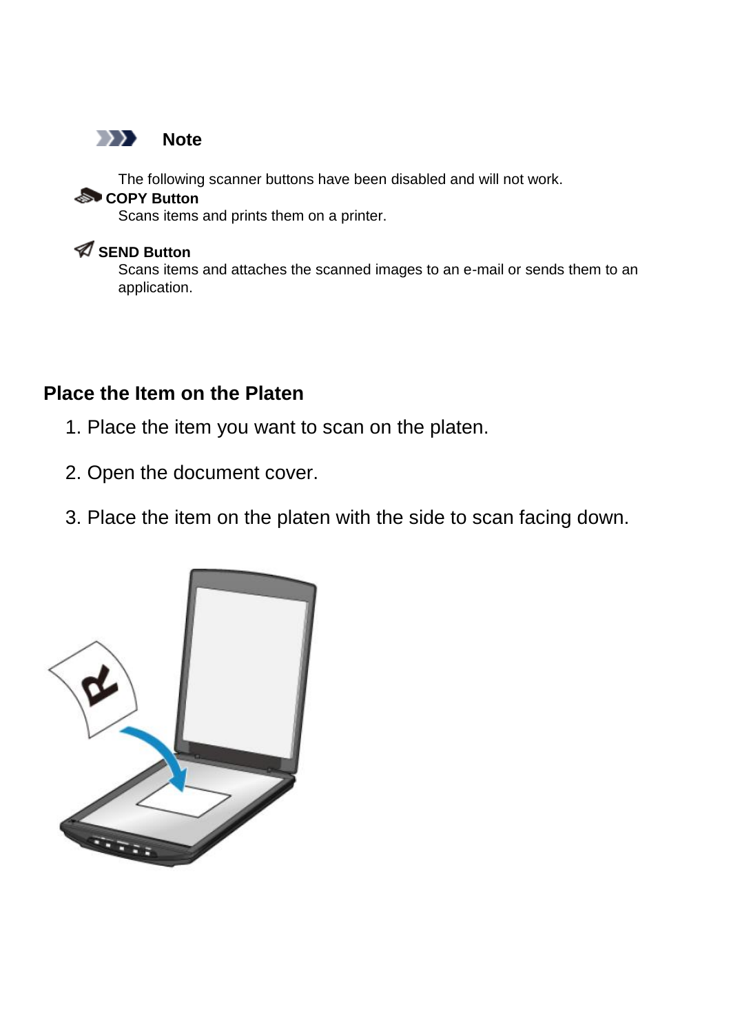**Note**

The following scanner buttons have been disabled and will not work.

**COPY Button**
Scans items and prints them on a printer.

**SEND Button**
Scans items and attaches the scanned images to an e-mail or sends them to an application.

## Place the Item on the Platen

1. Place the item you want to scan on the platen.
2. Open the document cover.
3. Place the item on the platen with the side to scan facing down.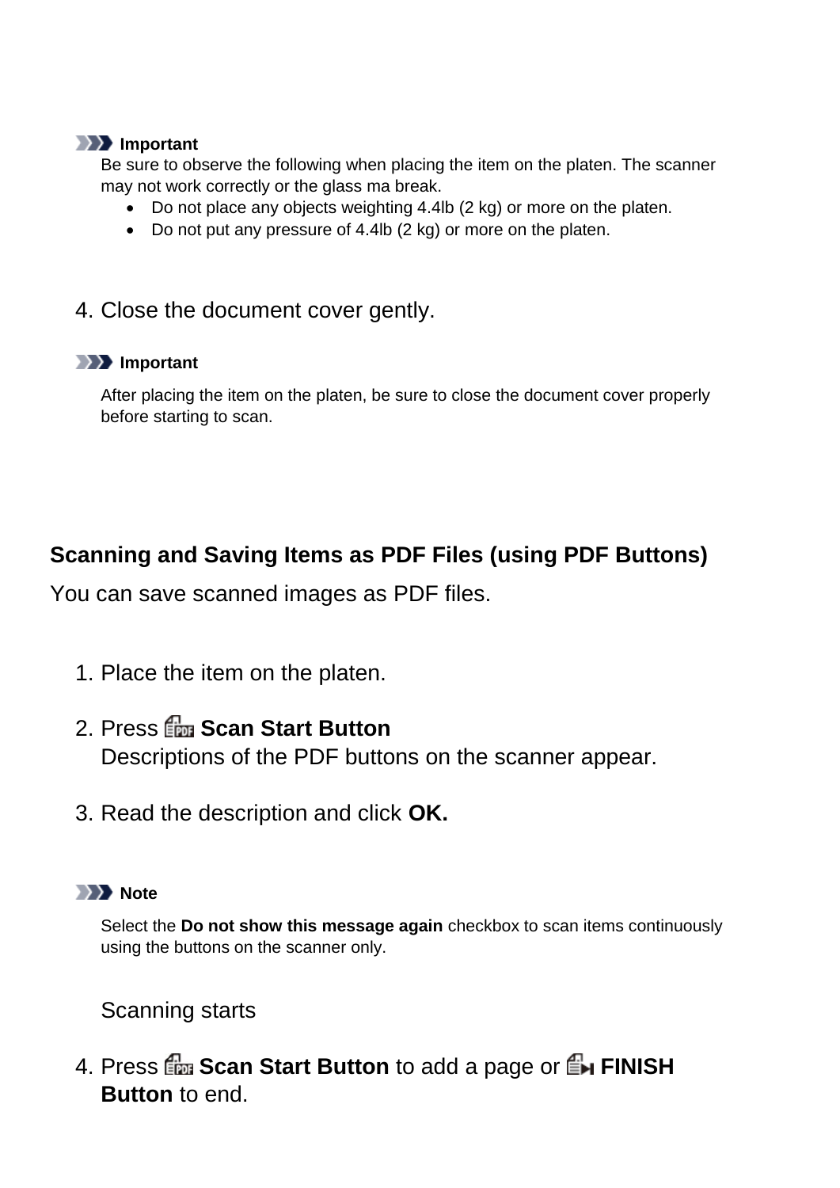**Important**

Be sure to observe the following when placing the item on the platen. The scanner may not work correctly or the glass ma break.

- Do not place any objects weighting 4.4lb (2 kg) or more on the platen.
- Do not put any pressure of 4.4lb (2 kg) or more on the platen.

4. Close the document cover gently.

**Important**

After placing the item on the platen, be sure to close the document cover properly before starting to scan.

## Scanning and Saving Items as PDF Files (using PDF Buttons)

You can save scanned images as PDF files.

1. Place the item on the platen.
2. Press **Scan Start Button**
   Descriptions of the PDF buttons on the scanner appear.
3. Read the description and click **OK.**

   **Note**

   Select the **Do not show this message again** checkbox to scan items continuously using the buttons on the scanner only.

   Scanning starts
4. Press **Scan Start Button** to add a page or **FINISH Button** to end.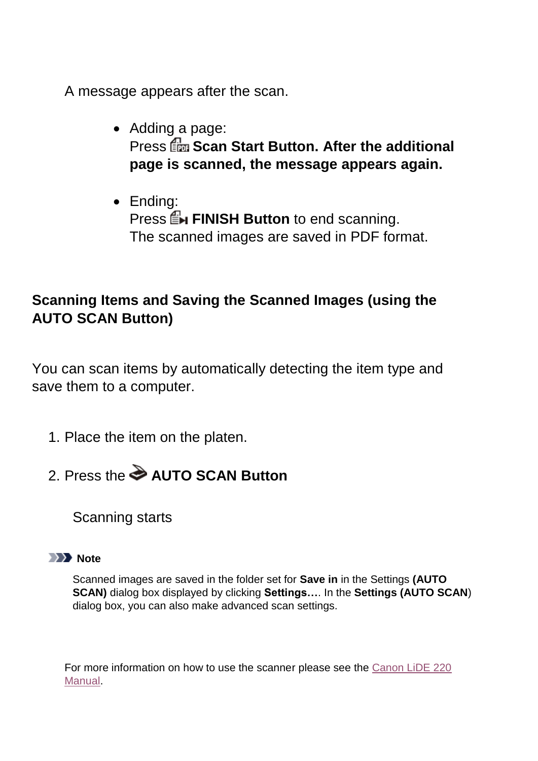A message appears after the scan.

- Adding a page:
  Press **Scan Start Button. After the additional page is scanned, the message appears again.**

- Ending:
  Press **FINISH Button** to end scanning.
  The scanned images are saved in PDF format.

## Scanning Items and Saving the Scanned Images (using the AUTO SCAN Button)

You can scan items by automatically detecting the item type and save them to a computer.

1. Place the item on the platen.
2. Press the **AUTO SCAN Button**

   Scanning starts

**Note**

Scanned images are saved in the folder set for **Save in** in the Settings **(AUTO SCAN)** dialog box displayed by clicking **Settings…**. In the **Settings (AUTO SCAN)** dialog box, you can also make advanced scan settings.

For more information on how to use the scanner please see the Canon LiDE 220 Manual.